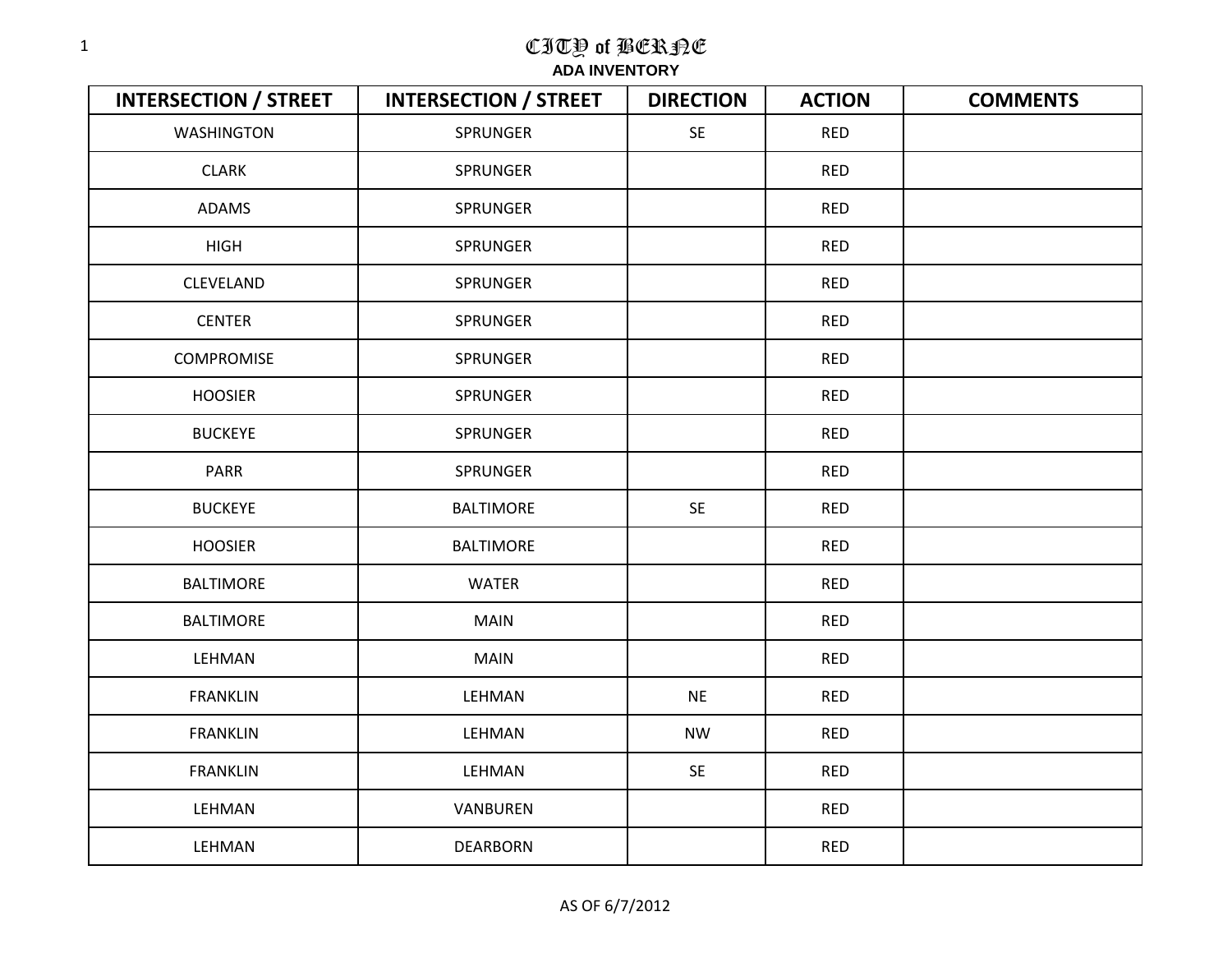# CITY of BERNE

**ADA INVENTORY**

| INTERSECTION / STREET | INTERSECTION / STREET | DIRECTION | ACTION | COMMENTS |
|---|---|---|---|---|
| WASHINGTON | SPRUNGER | SE | RED | |
| CLARK | SPRUNGER | | RED | |
| ADAMS | SPRUNGER | | RED | |
| HIGH | SPRUNGER | | RED | |
| CLEVELAND | SPRUNGER | | RED | |
| CENTER | SPRUNGER | | RED | |
| COMPROMISE | SPRUNGER | | RED | |
| HOOSIER | SPRUNGER | | RED | |
| BUCKEYE | SPRUNGER | | RED | |
| PARR | SPRUNGER | | RED | |
| BUCKEYE | BALTIMORE | SE | RED | |
| HOOSIER | BALTIMORE | | RED | |
| BALTIMORE | WATER | | RED | |
| BALTIMORE | MAIN | | RED | |
| LEHMAN | MAIN | | RED | |
| FRANKLIN | LEHMAN | NE | RED | |
| FRANKLIN | LEHMAN | NW | RED | |
| FRANKLIN | LEHMAN | SE | RED | |
| LEHMAN | VANBUREN | | RED | |
| LEHMAN | DEARBORN | | RED | |

AS OF 6/7/2012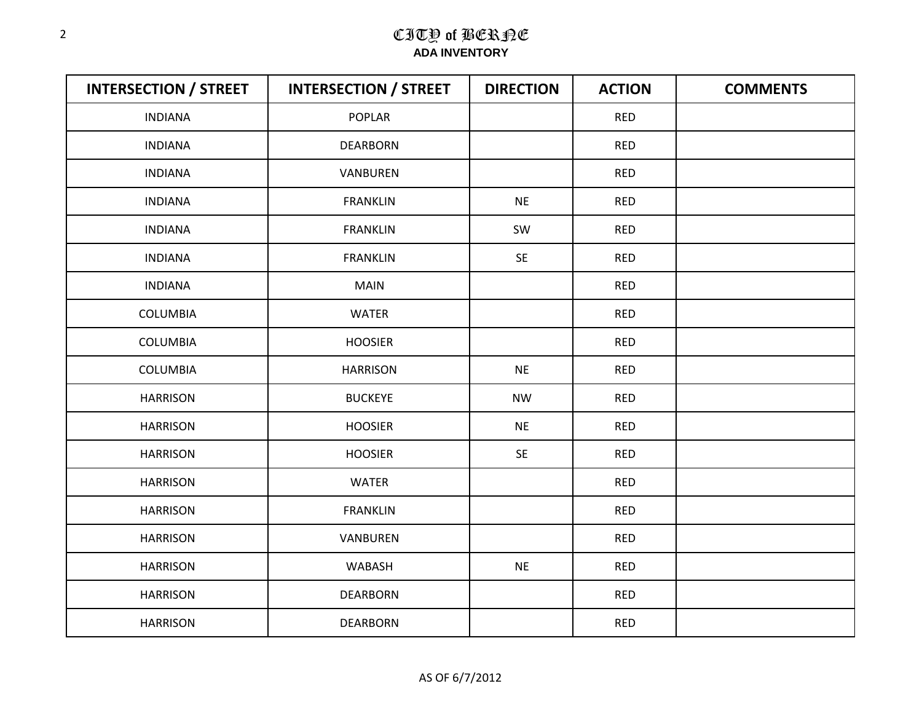# CITY of BERNE

**ADA INVENTORY**

| INTERSECTION / STREET | INTERSECTION / STREET | DIRECTION | ACTION | COMMENTS |
|---|---|---|---|---|
| INDIANA | POPLAR | | RED | |
| INDIANA | DEARBORN | | RED | |
| INDIANA | VANBUREN | | RED | |
| INDIANA | FRANKLIN | NE | RED | |
| INDIANA | FRANKLIN | SW | RED | |
| INDIANA | FRANKLIN | SE | RED | |
| INDIANA | MAIN | | RED | |
| COLUMBIA | WATER | | RED | |
| COLUMBIA | HOOSIER | | RED | |
| COLUMBIA | HARRISON | NE | RED | |
| HARRISON | BUCKEYE | NW | RED | |
| HARRISON | HOOSIER | NE | RED | |
| HARRISON | HOOSIER | SE | RED | |
| HARRISON | WATER | | RED | |
| HARRISON | FRANKLIN | | RED | |
| HARRISON | VANBUREN | | RED | |
| HARRISON | WABASH | NE | RED | |
| HARRISON | DEARBORN | | RED | |
| HARRISON | DEARBORN | | RED | |

AS OF 6/7/2012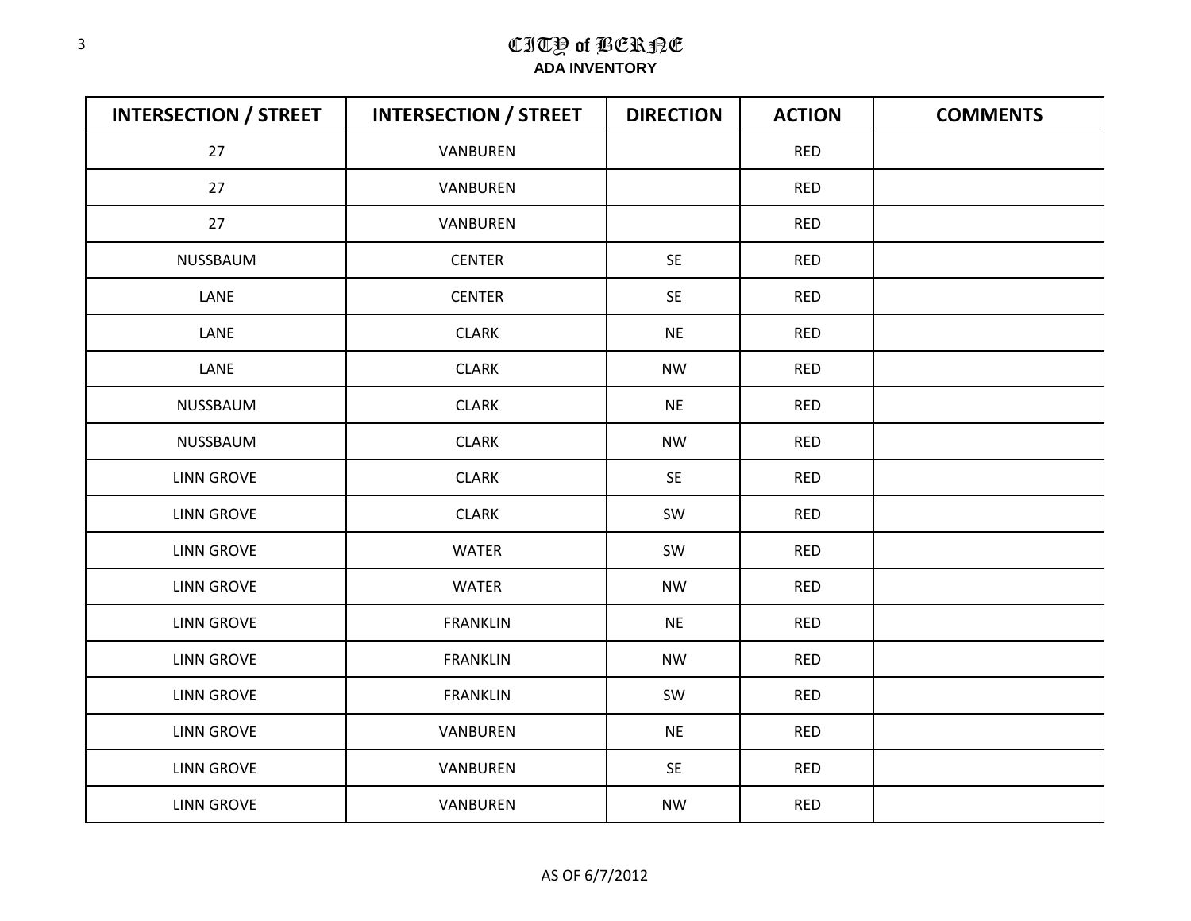# CITY of BERNE

**ADA INVENTORY**

| INTERSECTION / STREET | INTERSECTION / STREET | DIRECTION | ACTION | COMMENTS |
|---|---|---|---|---|
| 27 | VANBUREN | | RED | |
| 27 | VANBUREN | | RED | |
| 27 | VANBUREN | | RED | |
| NUSSBAUM | CENTER | SE | RED | |
| LANE | CENTER | SE | RED | |
| LANE | CLARK | NE | RED | |
| LANE | CLARK | NW | RED | |
| NUSSBAUM | CLARK | NE | RED | |
| NUSSBAUM | CLARK | NW | RED | |
| LINN GROVE | CLARK | SE | RED | |
| LINN GROVE | CLARK | SW | RED | |
| LINN GROVE | WATER | SW | RED | |
| LINN GROVE | WATER | NW | RED | |
| LINN GROVE | FRANKLIN | NE | RED | |
| LINN GROVE | FRANKLIN | NW | RED | |
| LINN GROVE | FRANKLIN | SW | RED | |
| LINN GROVE | VANBUREN | NE | RED | |
| LINN GROVE | VANBUREN | SE | RED | |
| LINN GROVE | VANBUREN | NW | RED | |

AS OF 6/7/2012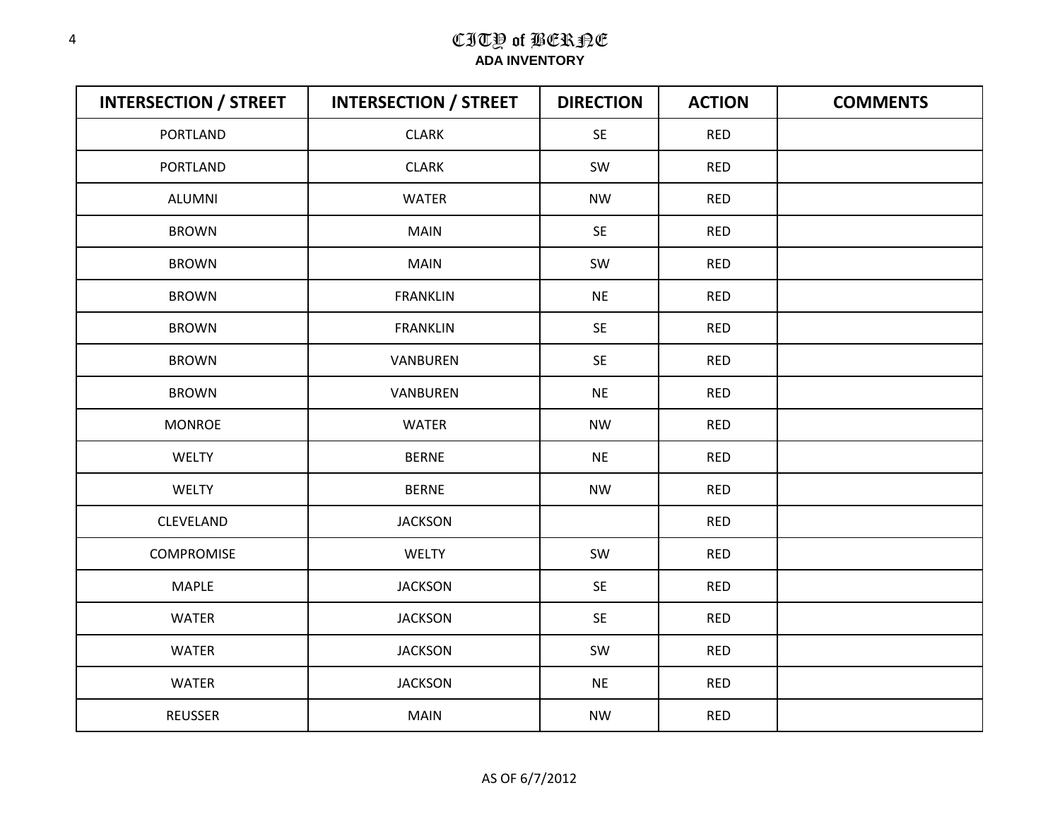# CITY of BERNE

**ADA INVENTORY**

| INTERSECTION / STREET | INTERSECTION / STREET | DIRECTION | ACTION | COMMENTS |
|---|---|---|---|---|
| PORTLAND | CLARK | SE | RED | |
| PORTLAND | CLARK | SW | RED | |
| ALUMNI | WATER | NW | RED | |
| BROWN | MAIN | SE | RED | |
| BROWN | MAIN | SW | RED | |
| BROWN | FRANKLIN | NE | RED | |
| BROWN | FRANKLIN | SE | RED | |
| BROWN | VANBUREN | SE | RED | |
| BROWN | VANBUREN | NE | RED | |
| MONROE | WATER | NW | RED | |
| WELTY | BERNE | NE | RED | |
| WELTY | BERNE | NW | RED | |
| CLEVELAND | JACKSON | | RED | |
| COMPROMISE | WELTY | SW | RED | |
| MAPLE | JACKSON | SE | RED | |
| WATER | JACKSON | SE | RED | |
| WATER | JACKSON | SW | RED | |
| WATER | JACKSON | NE | RED | |
| REUSSER | MAIN | NW | RED | |

AS OF 6/7/2012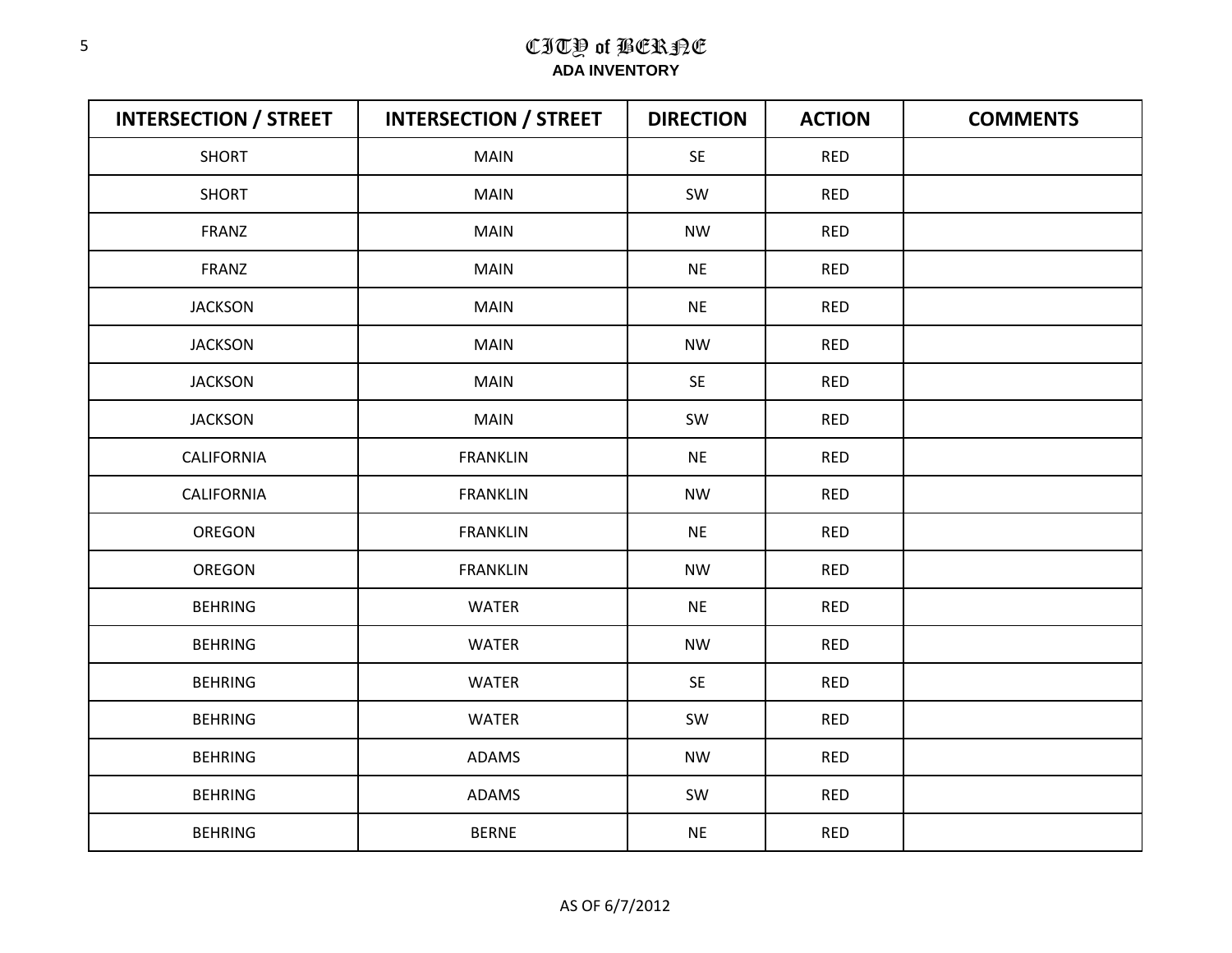# CITY of BERNE

**ADA INVENTORY**

| INTERSECTION / STREET | INTERSECTION / STREET | DIRECTION | ACTION | COMMENTS |
|---|---|---|---|---|
| SHORT | MAIN | SE | RED | |
| SHORT | MAIN | SW | RED | |
| FRANZ | MAIN | NW | RED | |
| FRANZ | MAIN | NE | RED | |
| JACKSON | MAIN | NE | RED | |
| JACKSON | MAIN | NW | RED | |
| JACKSON | MAIN | SE | RED | |
| JACKSON | MAIN | SW | RED | |
| CALIFORNIA | FRANKLIN | NE | RED | |
| CALIFORNIA | FRANKLIN | NW | RED | |
| OREGON | FRANKLIN | NE | RED | |
| OREGON | FRANKLIN | NW | RED | |
| BEHRING | WATER | NE | RED | |
| BEHRING | WATER | NW | RED | |
| BEHRING | WATER | SE | RED | |
| BEHRING | WATER | SW | RED | |
| BEHRING | ADAMS | NW | RED | |
| BEHRING | ADAMS | SW | RED | |
| BEHRING | BERNE | NE | RED | |

AS OF 6/7/2012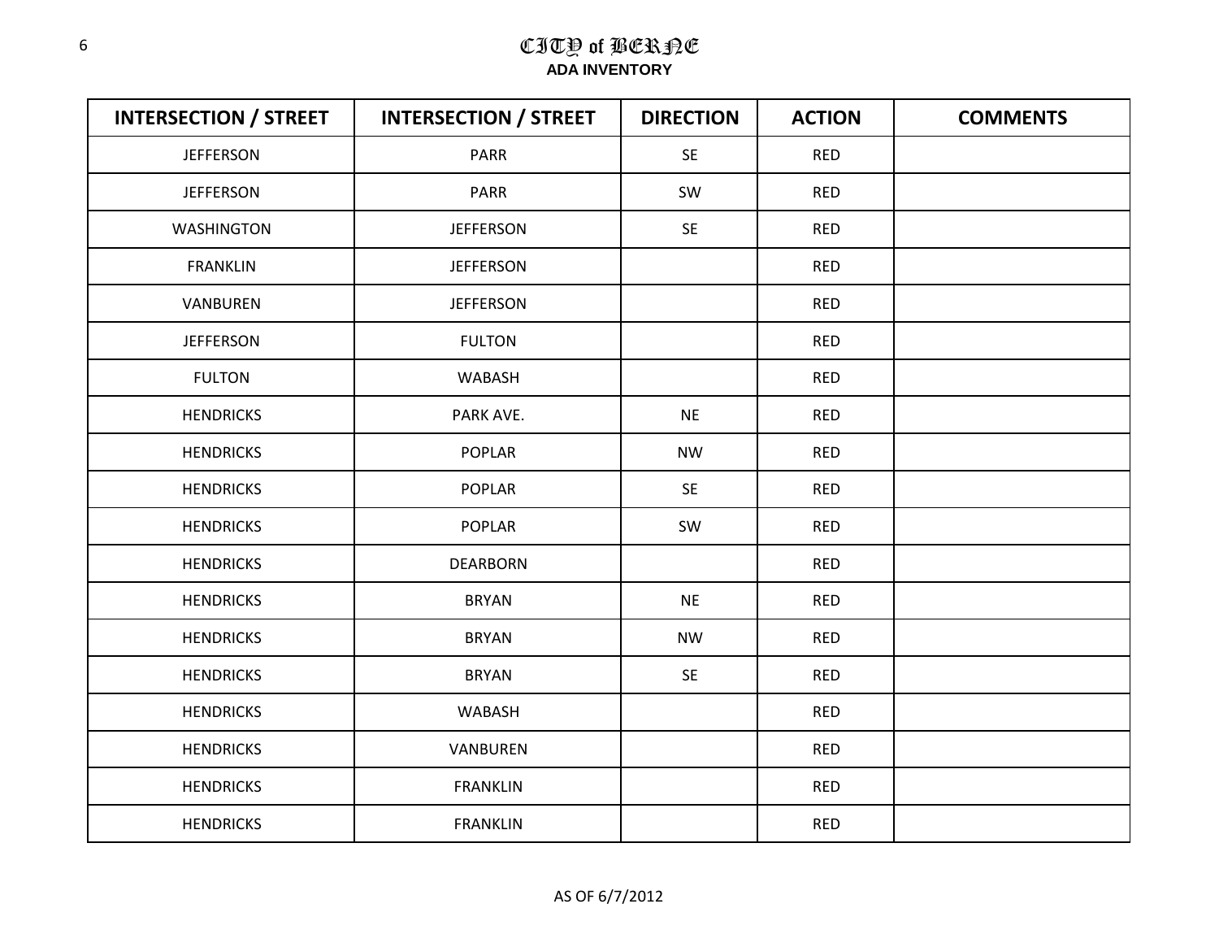# CITY of BERNE

**ADA INVENTORY**

| INTERSECTION / STREET | INTERSECTION / STREET | DIRECTION | ACTION | COMMENTS |
|---|---|---|---|---|
| JEFFERSON | PARR | SE | RED | |
| JEFFERSON | PARR | SW | RED | |
| WASHINGTON | JEFFERSON | SE | RED | |
| FRANKLIN | JEFFERSON | | RED | |
| VANBUREN | JEFFERSON | | RED | |
| JEFFERSON | FULTON | | RED | |
| FULTON | WABASH | | RED | |
| HENDRICKS | PARK AVE. | NE | RED | |
| HENDRICKS | POPLAR | NW | RED | |
| HENDRICKS | POPLAR | SE | RED | |
| HENDRICKS | POPLAR | SW | RED | |
| HENDRICKS | DEARBORN | | RED | |
| HENDRICKS | BRYAN | NE | RED | |
| HENDRICKS | BRYAN | NW | RED | |
| HENDRICKS | BRYAN | SE | RED | |
| HENDRICKS | WABASH | | RED | |
| HENDRICKS | VANBUREN | | RED | |
| HENDRICKS | FRANKLIN | | RED | |
| HENDRICKS | FRANKLIN | | RED | |

AS OF 6/7/2012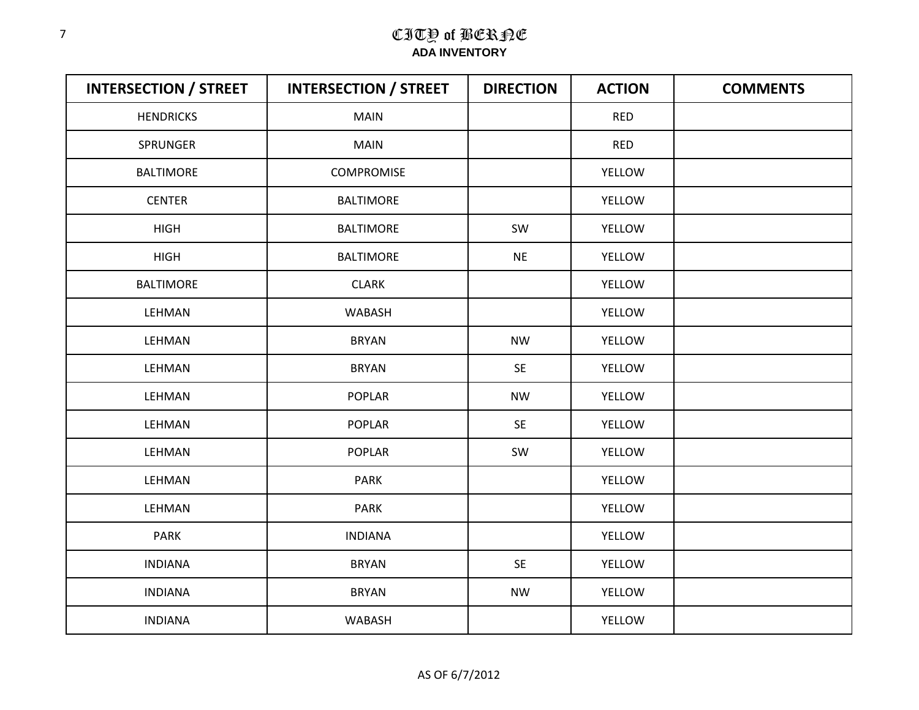# CITY of BERNE
**ADA INVENTORY**

| INTERSECTION / STREET | INTERSECTION / STREET | DIRECTION | ACTION | COMMENTS |
|---|---|---|---|---|
| HENDRICKS | MAIN | | RED | |
| SPRUNGER | MAIN | | RED | |
| BALTIMORE | COMPROMISE | | YELLOW | |
| CENTER | BALTIMORE | | YELLOW | |
| HIGH | BALTIMORE | SW | YELLOW | |
| HIGH | BALTIMORE | NE | YELLOW | |
| BALTIMORE | CLARK | | YELLOW | |
| LEHMAN | WABASH | | YELLOW | |
| LEHMAN | BRYAN | NW | YELLOW | |
| LEHMAN | BRYAN | SE | YELLOW | |
| LEHMAN | POPLAR | NW | YELLOW | |
| LEHMAN | POPLAR | SE | YELLOW | |
| LEHMAN | POPLAR | SW | YELLOW | |
| LEHMAN | PARK | | YELLOW | |
| LEHMAN | PARK | | YELLOW | |
| PARK | INDIANA | | YELLOW | |
| INDIANA | BRYAN | SE | YELLOW | |
| INDIANA | BRYAN | NW | YELLOW | |
| INDIANA | WABASH | | YELLOW | |

AS OF 6/7/2012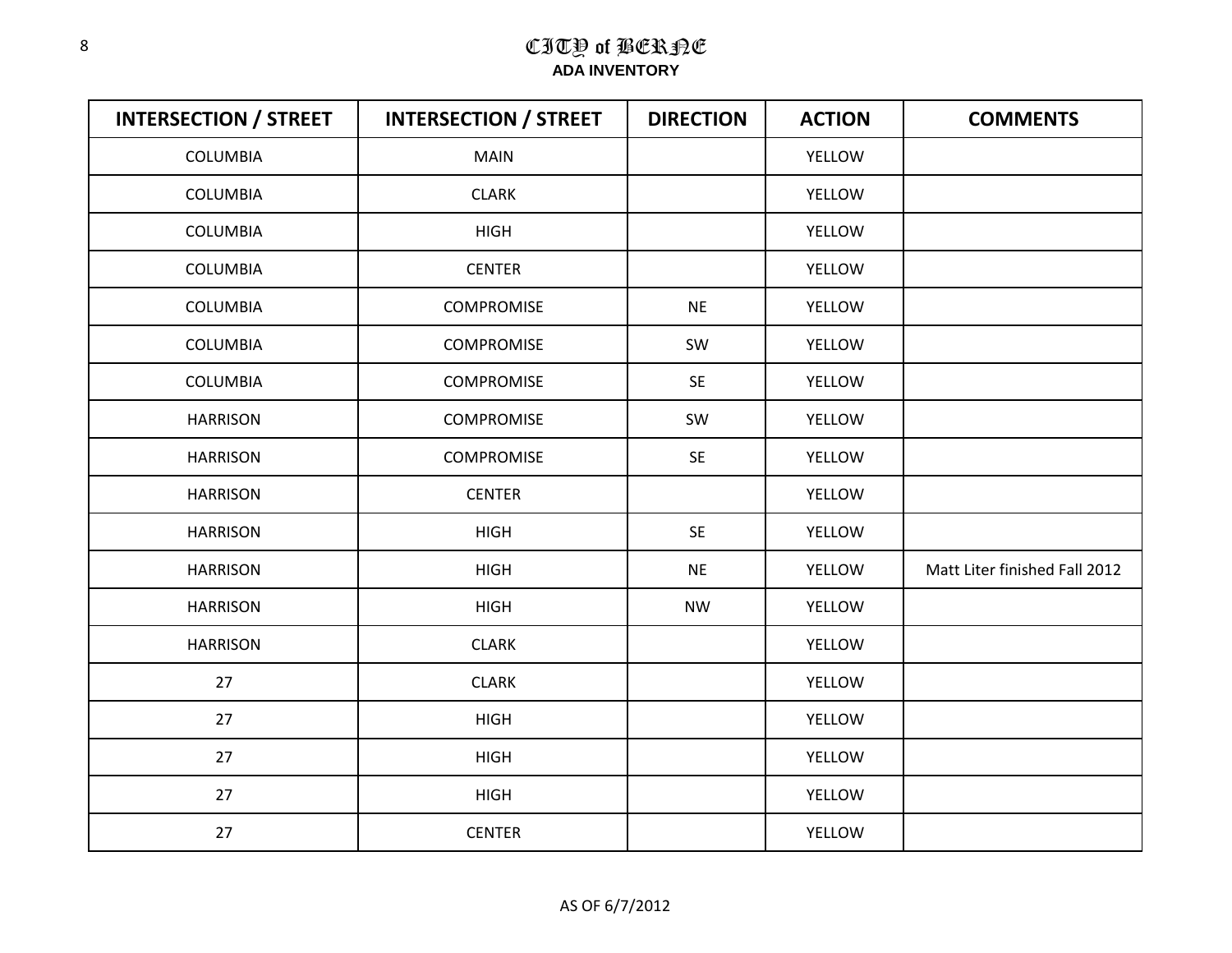# CITY of BERNE

**ADA INVENTORY**

| INTERSECTION / STREET | INTERSECTION / STREET | DIRECTION | ACTION | COMMENTS |
|---|---|---|---|---|
| COLUMBIA | MAIN | | YELLOW | |
| COLUMBIA | CLARK | | YELLOW | |
| COLUMBIA | HIGH | | YELLOW | |
| COLUMBIA | CENTER | | YELLOW | |
| COLUMBIA | COMPROMISE | NE | YELLOW | |
| COLUMBIA | COMPROMISE | SW | YELLOW | |
| COLUMBIA | COMPROMISE | SE | YELLOW | |
| HARRISON | COMPROMISE | SW | YELLOW | |
| HARRISON | COMPROMISE | SE | YELLOW | |
| HARRISON | CENTER | | YELLOW | |
| HARRISON | HIGH | SE | YELLOW | |
| HARRISON | HIGH | NE | YELLOW | Matt Liter finished Fall 2012 |
| HARRISON | HIGH | NW | YELLOW | |
| HARRISON | CLARK | | YELLOW | |
| 27 | CLARK | | YELLOW | |
| 27 | HIGH | | YELLOW | |
| 27 | HIGH | | YELLOW | |
| 27 | HIGH | | YELLOW | |
| 27 | CENTER | | YELLOW | |

AS OF 6/7/2012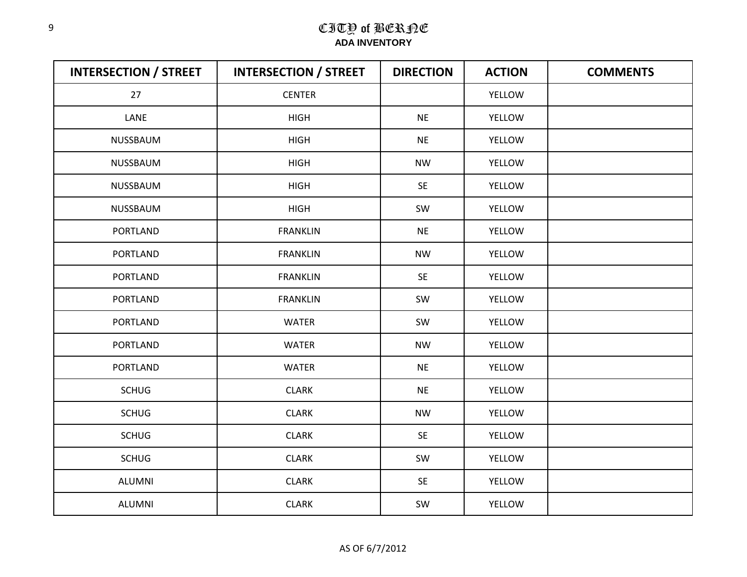# CITY of BERNE

**ADA INVENTORY**

| INTERSECTION / STREET | INTERSECTION / STREET | DIRECTION | ACTION | COMMENTS |
|---|---|---|---|---|
| 27 | CENTER | | YELLOW | |
| LANE | HIGH | NE | YELLOW | |
| NUSSBAUM | HIGH | NE | YELLOW | |
| NUSSBAUM | HIGH | NW | YELLOW | |
| NUSSBAUM | HIGH | SE | YELLOW | |
| NUSSBAUM | HIGH | SW | YELLOW | |
| PORTLAND | FRANKLIN | NE | YELLOW | |
| PORTLAND | FRANKLIN | NW | YELLOW | |
| PORTLAND | FRANKLIN | SE | YELLOW | |
| PORTLAND | FRANKLIN | SW | YELLOW | |
| PORTLAND | WATER | SW | YELLOW | |
| PORTLAND | WATER | NW | YELLOW | |
| PORTLAND | WATER | NE | YELLOW | |
| SCHUG | CLARK | NE | YELLOW | |
| SCHUG | CLARK | NW | YELLOW | |
| SCHUG | CLARK | SE | YELLOW | |
| SCHUG | CLARK | SW | YELLOW | |
| ALUMNI | CLARK | SE | YELLOW | |
| ALUMNI | CLARK | SW | YELLOW | |

AS OF 6/7/2012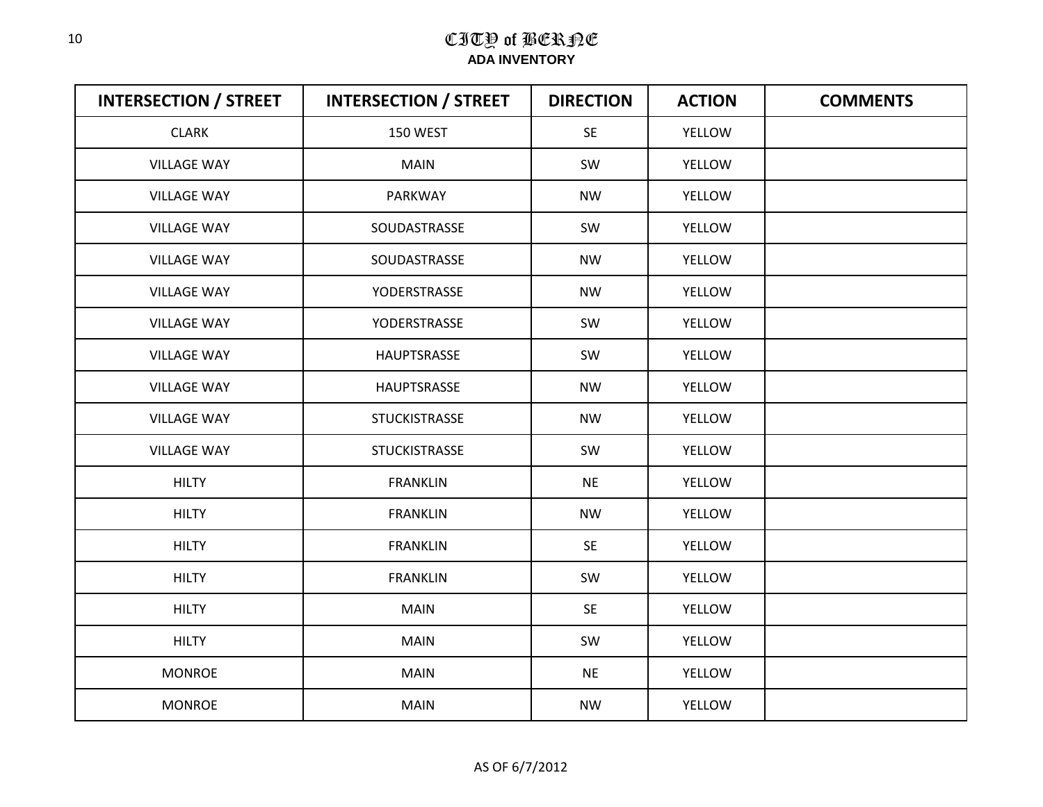# CITY of BERNE

**ADA INVENTORY**

| INTERSECTION / STREET | INTERSECTION / STREET | DIRECTION | ACTION | COMMENTS |
|---|---|---|---|---|
| CLARK | 150 WEST | SE | YELLOW | |
| VILLAGE WAY | MAIN | SW | YELLOW | |
| VILLAGE WAY | PARKWAY | NW | YELLOW | |
| VILLAGE WAY | SOUDASTRASSE | SW | YELLOW | |
| VILLAGE WAY | SOUDASTRASSE | NW | YELLOW | |
| VILLAGE WAY | YODERSTRASSE | NW | YELLOW | |
| VILLAGE WAY | YODERSTRASSE | SW | YELLOW | |
| VILLAGE WAY | HAUPTSRASSE | SW | YELLOW | |
| VILLAGE WAY | HAUPTSRASSE | NW | YELLOW | |
| VILLAGE WAY | STUCKISTRASSE | NW | YELLOW | |
| VILLAGE WAY | STUCKISTRASSE | SW | YELLOW | |
| HILTY | FRANKLIN | NE | YELLOW | |
| HILTY | FRANKLIN | NW | YELLOW | |
| HILTY | FRANKLIN | SE | YELLOW | |
| HILTY | FRANKLIN | SW | YELLOW | |
| HILTY | MAIN | SE | YELLOW | |
| HILTY | MAIN | SW | YELLOW | |
| MONROE | MAIN | NE | YELLOW | |
| MONROE | MAIN | NW | YELLOW | |

AS OF 6/7/2012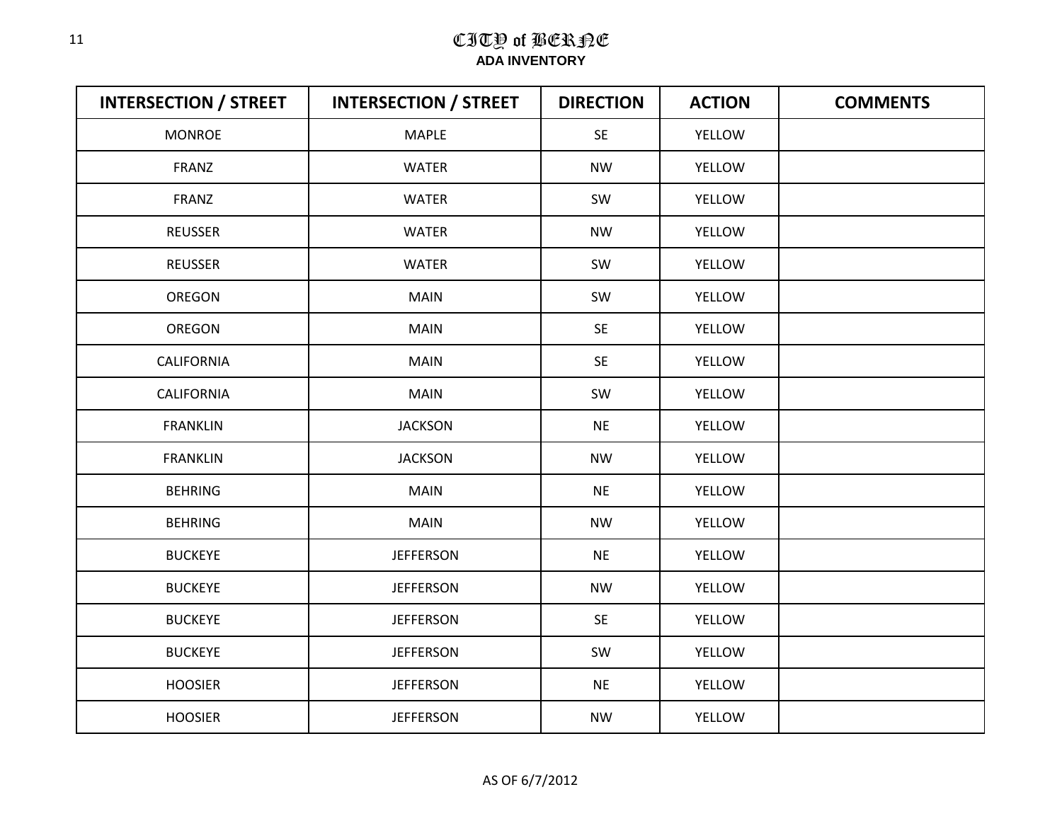# CITY of BERNE

**ADA INVENTORY**

| INTERSECTION / STREET | INTERSECTION / STREET | DIRECTION | ACTION | COMMENTS |
|---|---|---|---|---|
| MONROE | MAPLE | SE | YELLOW | |
| FRANZ | WATER | NW | YELLOW | |
| FRANZ | WATER | SW | YELLOW | |
| REUSSER | WATER | NW | YELLOW | |
| REUSSER | WATER | SW | YELLOW | |
| OREGON | MAIN | SW | YELLOW | |
| OREGON | MAIN | SE | YELLOW | |
| CALIFORNIA | MAIN | SE | YELLOW | |
| CALIFORNIA | MAIN | SW | YELLOW | |
| FRANKLIN | JACKSON | NE | YELLOW | |
| FRANKLIN | JACKSON | NW | YELLOW | |
| BEHRING | MAIN | NE | YELLOW | |
| BEHRING | MAIN | NW | YELLOW | |
| BUCKEYE | JEFFERSON | NE | YELLOW | |
| BUCKEYE | JEFFERSON | NW | YELLOW | |
| BUCKEYE | JEFFERSON | SE | YELLOW | |
| BUCKEYE | JEFFERSON | SW | YELLOW | |
| HOOSIER | JEFFERSON | NE | YELLOW | |
| HOOSIER | JEFFERSON | NW | YELLOW | |

AS OF 6/7/2012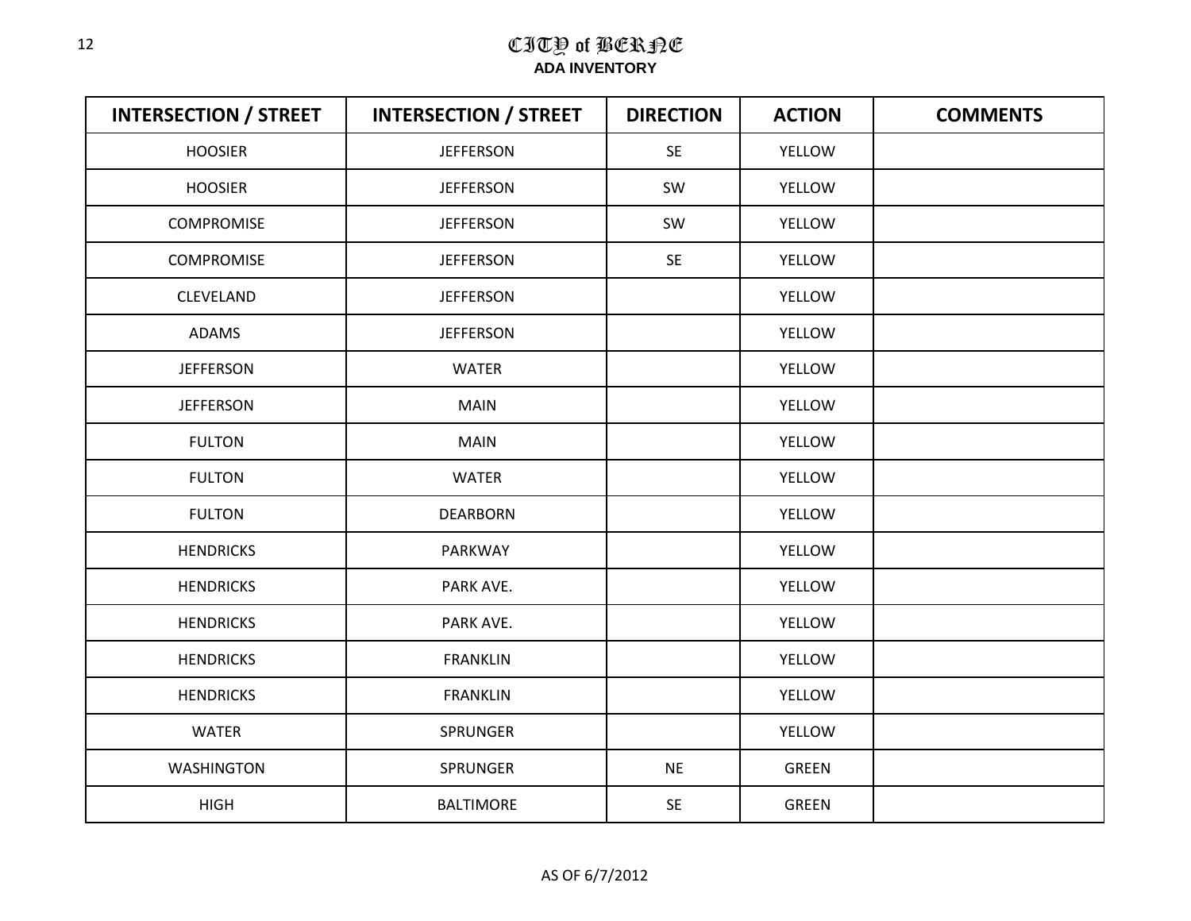# CITY of BERNE

**ADA INVENTORY**

| INTERSECTION / STREET | INTERSECTION / STREET | DIRECTION | ACTION | COMMENTS |
|---|---|---|---|---|
| HOOSIER | JEFFERSON | SE | YELLOW | |
| HOOSIER | JEFFERSON | SW | YELLOW | |
| COMPROMISE | JEFFERSON | SW | YELLOW | |
| COMPROMISE | JEFFERSON | SE | YELLOW | |
| CLEVELAND | JEFFERSON | | YELLOW | |
| ADAMS | JEFFERSON | | YELLOW | |
| JEFFERSON | WATER | | YELLOW | |
| JEFFERSON | MAIN | | YELLOW | |
| FULTON | MAIN | | YELLOW | |
| FULTON | WATER | | YELLOW | |
| FULTON | DEARBORN | | YELLOW | |
| HENDRICKS | PARKWAY | | YELLOW | |
| HENDRICKS | PARK AVE. | | YELLOW | |
| HENDRICKS | PARK AVE. | | YELLOW | |
| HENDRICKS | FRANKLIN | | YELLOW | |
| HENDRICKS | FRANKLIN | | YELLOW | |
| WATER | SPRUNGER | | YELLOW | |
| WASHINGTON | SPRUNGER | NE | GREEN | |
| HIGH | BALTIMORE | SE | GREEN | |

AS OF 6/7/2012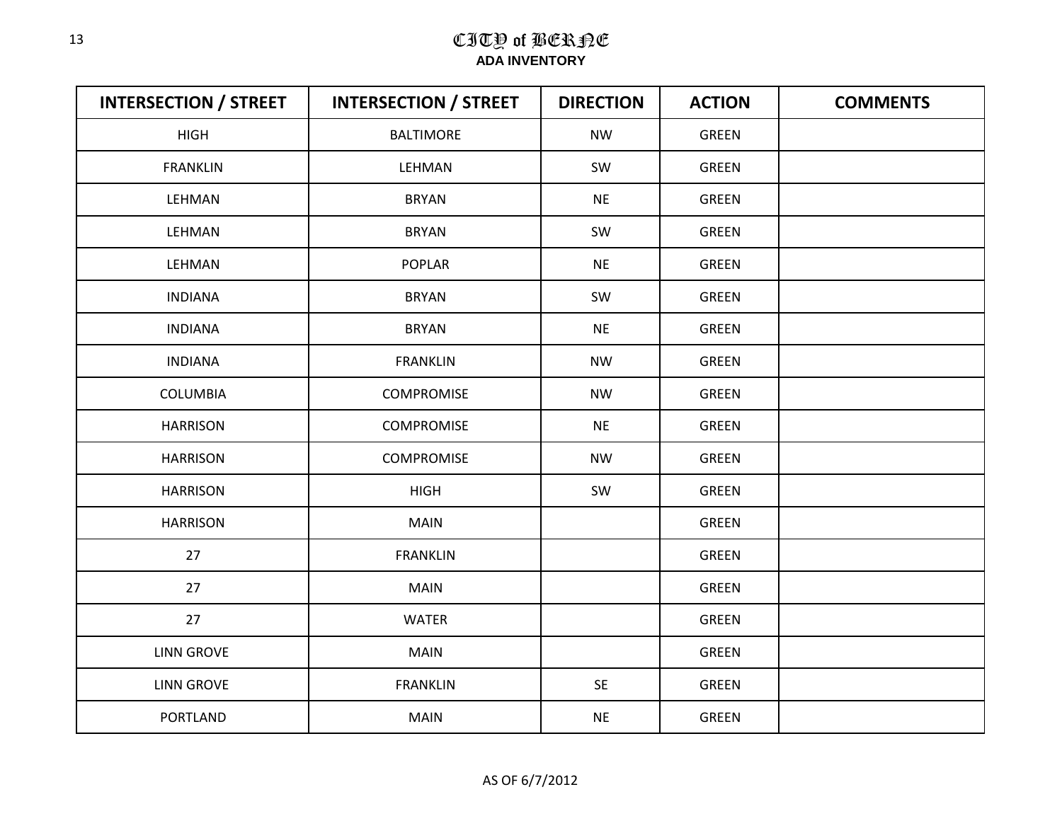# CITY of BERNE

**ADA INVENTORY**

| INTERSECTION / STREET | INTERSECTION / STREET | DIRECTION | ACTION | COMMENTS |
|---|---|---|---|---|
| HIGH | BALTIMORE | NW | GREEN | |
| FRANKLIN | LEHMAN | SW | GREEN | |
| LEHMAN | BRYAN | NE | GREEN | |
| LEHMAN | BRYAN | SW | GREEN | |
| LEHMAN | POPLAR | NE | GREEN | |
| INDIANA | BRYAN | SW | GREEN | |
| INDIANA | BRYAN | NE | GREEN | |
| INDIANA | FRANKLIN | NW | GREEN | |
| COLUMBIA | COMPROMISE | NW | GREEN | |
| HARRISON | COMPROMISE | NE | GREEN | |
| HARRISON | COMPROMISE | NW | GREEN | |
| HARRISON | HIGH | SW | GREEN | |
| HARRISON | MAIN | | GREEN | |
| 27 | FRANKLIN | | GREEN | |
| 27 | MAIN | | GREEN | |
| 27 | WATER | | GREEN | |
| LINN GROVE | MAIN | | GREEN | |
| LINN GROVE | FRANKLIN | SE | GREEN | |
| PORTLAND | MAIN | NE | GREEN | |

AS OF 6/7/2012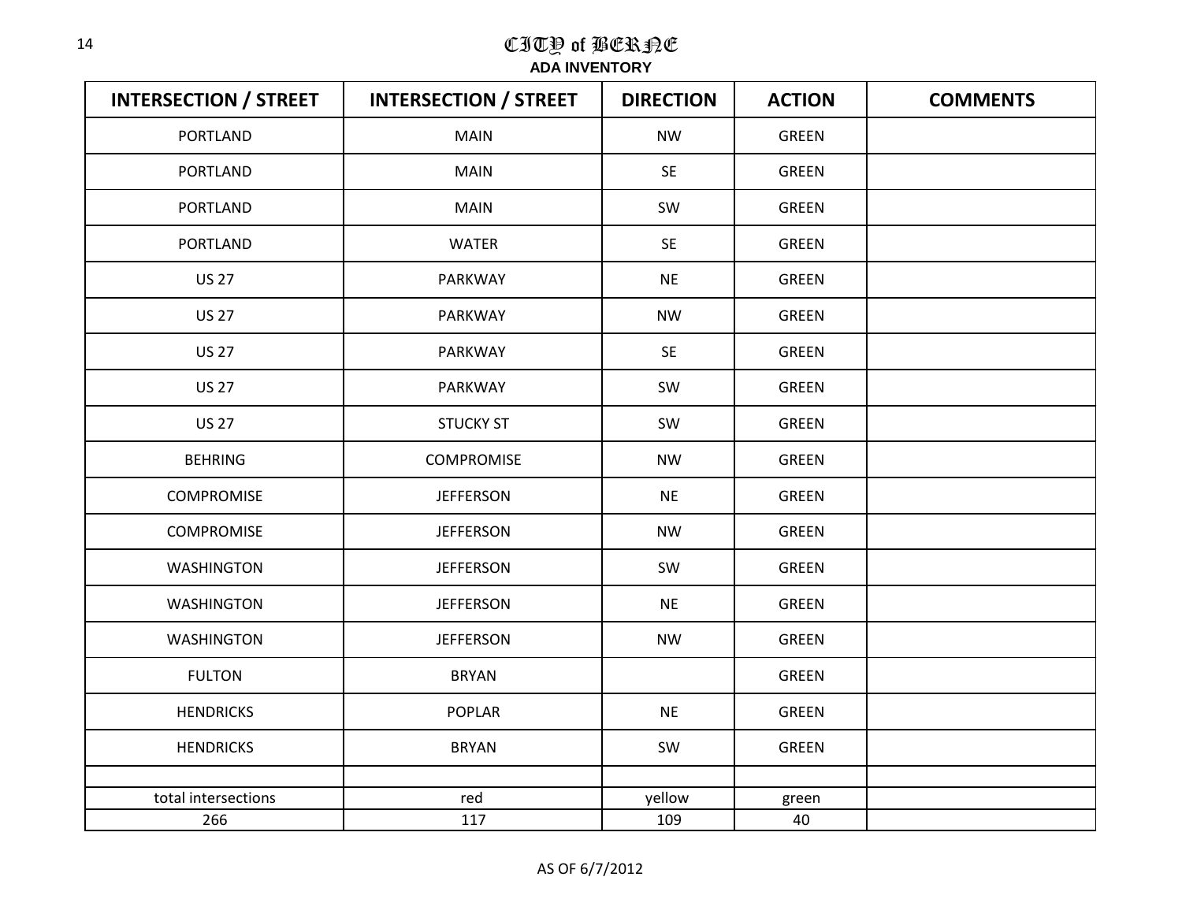# CITY of BERNE

**ADA INVENTORY**

| INTERSECTION / STREET | INTERSECTION / STREET | DIRECTION | ACTION | COMMENTS |
|---|---|---|---|---|
| PORTLAND | MAIN | NW | GREEN | |
| PORTLAND | MAIN | SE | GREEN | |
| PORTLAND | MAIN | SW | GREEN | |
| PORTLAND | WATER | SE | GREEN | |
| US 27 | PARKWAY | NE | GREEN | |
| US 27 | PARKWAY | NW | GREEN | |
| US 27 | PARKWAY | SE | GREEN | |
| US 27 | PARKWAY | SW | GREEN | |
| US 27 | STUCKY ST | SW | GREEN | |
| BEHRING | COMPROMISE | NW | GREEN | |
| COMPROMISE | JEFFERSON | NE | GREEN | |
| COMPROMISE | JEFFERSON | NW | GREEN | |
| WASHINGTON | JEFFERSON | SW | GREEN | |
| WASHINGTON | JEFFERSON | NE | GREEN | |
| WASHINGTON | JEFFERSON | NW | GREEN | |
| FULTON | BRYAN | | GREEN | |
| HENDRICKS | POPLAR | NE | GREEN | |
| HENDRICKS | BRYAN | SW | GREEN | |
| | | | | |
| total intersections | red | yellow | green | |
| 266 | 117 | 109 | 40 | |

AS OF 6/7/2012